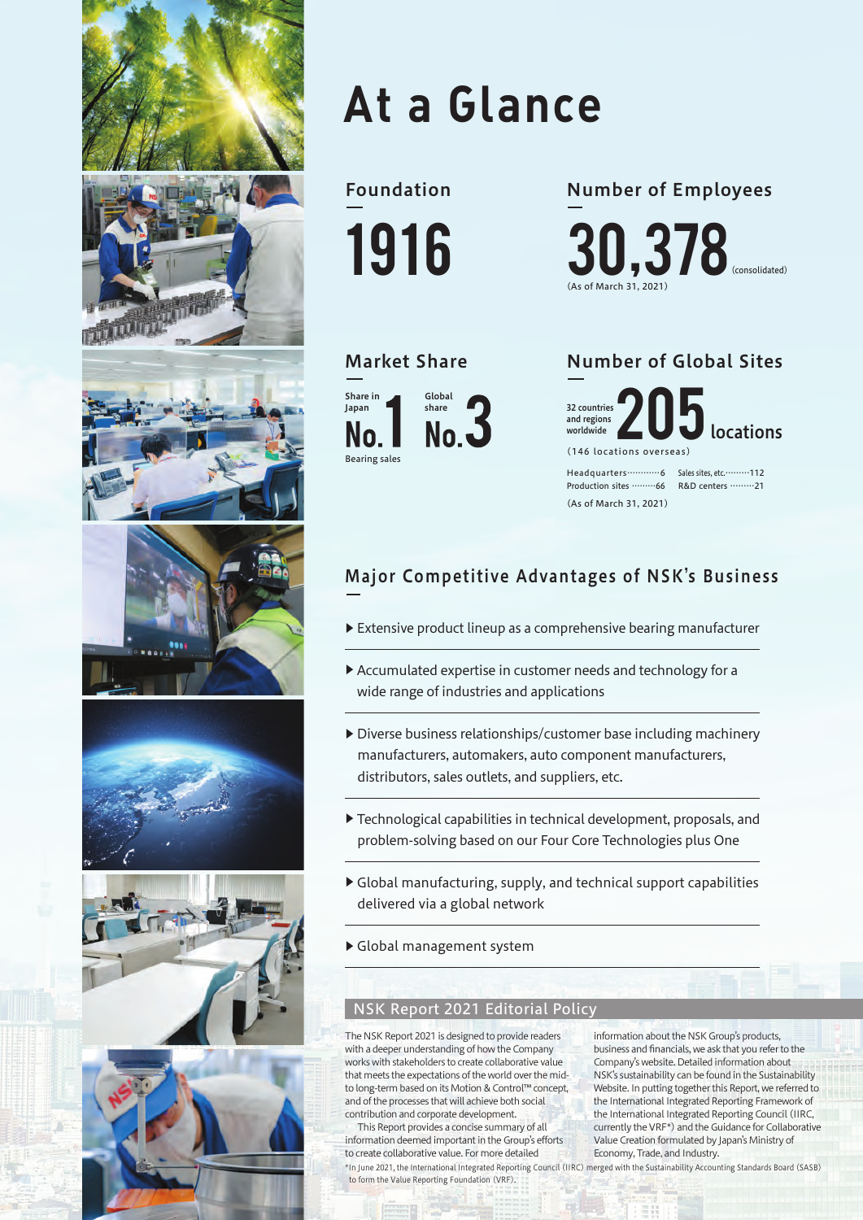# At a Glance

## Foundation

**1916**

## Number of Employees

**30,378** (consolidated)

(As of March 31, 2021)

## Market Share

Share in Japan **No.1** Bearing sales

Global share **No.3**

## Number of Global Sites

32 countries and regions worldwide **205** locations

(146 locations overseas)

Headquarters··········6
Production sites ·········66
Sales sites, etc.·········112
R&D centers ·········21

(As of March 31, 2021)

## Major Competitive Advantages of NSK's Business

- Extensive product lineup as a comprehensive bearing manufacturer
- Accumulated expertise in customer needs and technology for a wide range of industries and applications
- Diverse business relationships/customer base including machinery manufacturers, automakers, auto component manufacturers, distributors, sales outlets, and suppliers, etc.
- Technological capabilities in technical development, proposals, and problem-solving based on our Four Core Technologies plus One
- Global manufacturing, supply, and technical support capabilities delivered via a global network
- Global management system

## NSK Report 2021 Editorial Policy

The NSK Report 2021 is designed to provide readers with a deeper understanding of how the Company works with stakeholders to create collaborative value that meets the expectations of the world over the mid- to long-term based on its Motion & Control™ concept, and of the processes that will achieve both social contribution and corporate development.

This Report provides a concise summary of all information deemed important in the Group's efforts to create collaborative value. For more detailed information about the NSK Group's products, business and financials, we ask that you refer to the Company's website. Detailed information about NSK's sustainability can be found in the Sustainability Website. In putting together this Report, we referred to the International Integrated Reporting Framework of the International Integrated Reporting Council (IIRC, currently the VRF*) and the Guidance for Collaborative Value Creation formulated by Japan's Ministry of Economy, Trade, and Industry.

*In June 2021, the International Integrated Reporting Council (IIRC) merged with the Sustainability Accounting Standards Board (SASB) to form the Value Reporting Foundation (VRF).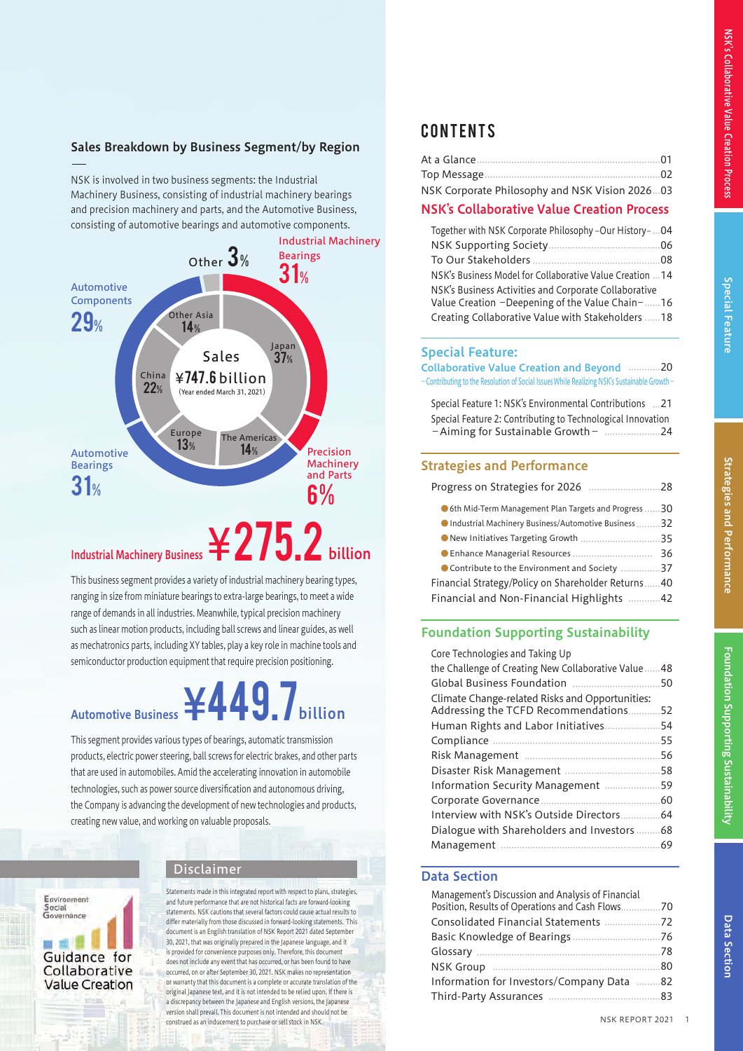## Sales Breakdown by Business Segment/by Region

NSK is involved in two business segments: the Industrial Machinery Business, consisting of industrial machinery bearings and precision machinery and parts, and the Automotive Business, consisting of automotive bearings and automotive components.

Sales
¥747.6 billion
(Year ended March 31, 2021)

Industrial Machinery Bearings 31%
Precision Machinery and Parts 6%
Automotive Bearings 31%
Automotive Components 29%
Other 3%

Japan 37%
The Americas 14%
Europe 13%
China 22%
Other Asia 14%

### Industrial Machinery Business ¥275.2 billion

This business segment provides a variety of industrial machinery bearing types, ranging in size from miniature bearings to extra-large bearings, to meet a wide range of demands in all industries. Meanwhile, typical precision machinery such as linear motion products, including ball screws and linear guides, as well as mechatronics parts, including XY tables, play a key role in machine tools and semiconductor production equipment that require precision positioning.

### Automotive Business ¥449.7 billion

This segment provides various types of bearings, automatic transmission products, electric power steering, ball screws for electric brakes, and other parts that are used in automobiles. Amid the accelerating innovation in automobile technologies, such as power source diversification and autonomous driving, the Company is advancing the development of new technologies and products, creating new value, and working on valuable proposals.

Environment
Social
Governance

Guidance for Collaborative Value Creation

### Disclaimer

Statements made in this integrated report with respect to plans, strategies, and future performance that are not historical facts are forward-looking statements. NSK cautions that several factors could cause actual results to differ materially from those discussed in forward-looking statements. This document is an English translation of NSK Report 2021 dated September 30, 2021, that was originally prepared in the Japanese language, and it is provided for convenience purposes only. Therefore, this document does not include any event that has occurred, or has been found to have occurred, on or after September 30, 2021. NSK makes no representation or warranty that this document is a complete or accurate translation of the original Japanese text, and it is not intended to be relied upon. If there is a discrepancy between the Japanese and English versions, the Japanese version shall prevail. This document is not intended and should not be construed as an inducement to purchase or sell stock in NSK.

# CONTENTS

At a Glance ..... 01
Top Message ..... 02
NSK Corporate Philosophy and NSK Vision 2026 ..... 03

## NSK's Collaborative Value Creation Process

Together with NSK Corporate Philosophy –Our History– ..... 04
NSK Supporting Society ..... 06
To Our Stakeholders ..... 08
NSK's Business Model for Collaborative Value Creation ..... 14
NSK's Business Activities and Corporate Collaborative Value Creation –Deepening of the Value Chain– ..... 16
Creating Collaborative Value with Stakeholders ..... 18

## Special Feature:

Collaborative Value Creation and Beyond ..... 20
–Contributing to the Resolution of Social Issues While Realizing NSK's Sustainable Growth–

Special Feature 1: NSK's Environmental Contributions ..... 21
Special Feature 2: Contributing to Technological Innovation –Aiming for Sustainable Growth– ..... 24

## Strategies and Performance

Progress on Strategies for 2026 ..... 28

- 6th Mid-Term Management Plan Targets and Progress ..... 30
- Industrial Machinery Business/Automotive Business ..... 32
- New Initiatives Targeting Growth ..... 35
- Enhance Managerial Resources ..... 36
- Contribute to the Environment and Society ..... 37

Financial Strategy/Policy on Shareholder Returns ..... 40
Financial and Non-Financial Highlights ..... 42

## Foundation Supporting Sustainability

Core Technologies and Taking Up the Challenge of Creating New Collaborative Value ..... 48
Global Business Foundation ..... 50
Climate Change-related Risks and Opportunities: Addressing the TCFD Recommendations ..... 52
Human Rights and Labor Initiatives ..... 54
Compliance ..... 55
Risk Management ..... 56
Disaster Risk Management ..... 58
Information Security Management ..... 59
Corporate Governance ..... 60
Interview with NSK's Outside Directors ..... 64
Dialogue with Shareholders and Investors ..... 68
Management ..... 69

## Data Section

Management's Discussion and Analysis of Financial Position, Results of Operations and Cash Flows ..... 70
Consolidated Financial Statements ..... 72
Basic Knowledge of Bearings ..... 76
Glossary ..... 78
NSK Group ..... 80
Information for Investors/Company Data ..... 82
Third-Party Assurances ..... 83